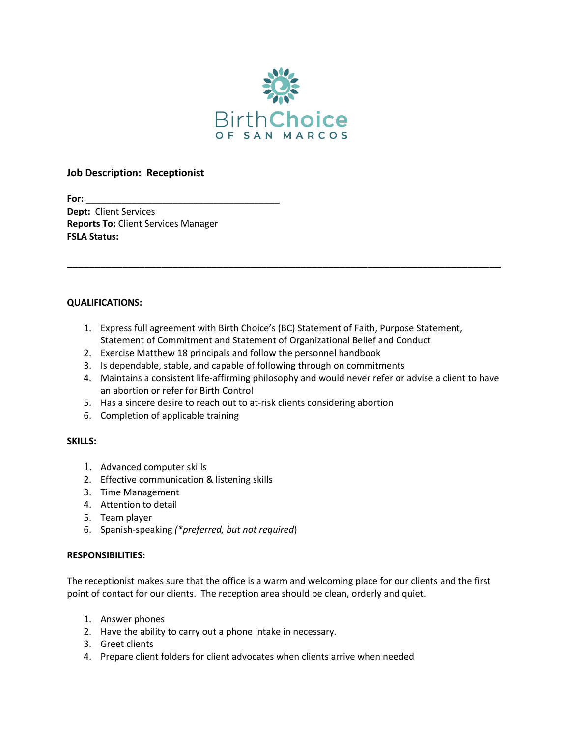BirthChoice
OF SAN MARCOS

**Job Description: Receptionist**

**For:** ______________________________________
**Dept:** Client Services
**Reports To:** Client Services Manager
**FSLA Status:**

---

**QUALIFICATIONS:**

1. Express full agreement with Birth Choice's (BC) Statement of Faith, Purpose Statement, Statement of Commitment and Statement of Organizational Belief and Conduct
2. Exercise Matthew 18 principals and follow the personnel handbook
3. Is dependable, stable, and capable of following through on commitments
4. Maintains a consistent life-affirming philosophy and would never refer or advise a client to have an abortion or refer for Birth Control
5. Has a sincere desire to reach out to at-risk clients considering abortion
6. Completion of applicable training

**SKILLS:**

1. Advanced computer skills
2. Effective communication & listening skills
3. Time Management
4. Attention to detail
5. Team player
6. Spanish-speaking *(*preferred, but not required*)

**RESPONSIBILITIES:**

The receptionist makes sure that the office is a warm and welcoming place for our clients and the first point of contact for our clients. The reception area should be clean, orderly and quiet.

1. Answer phones
2. Have the ability to carry out a phone intake in necessary.
3. Greet clients
4. Prepare client folders for client advocates when clients arrive when needed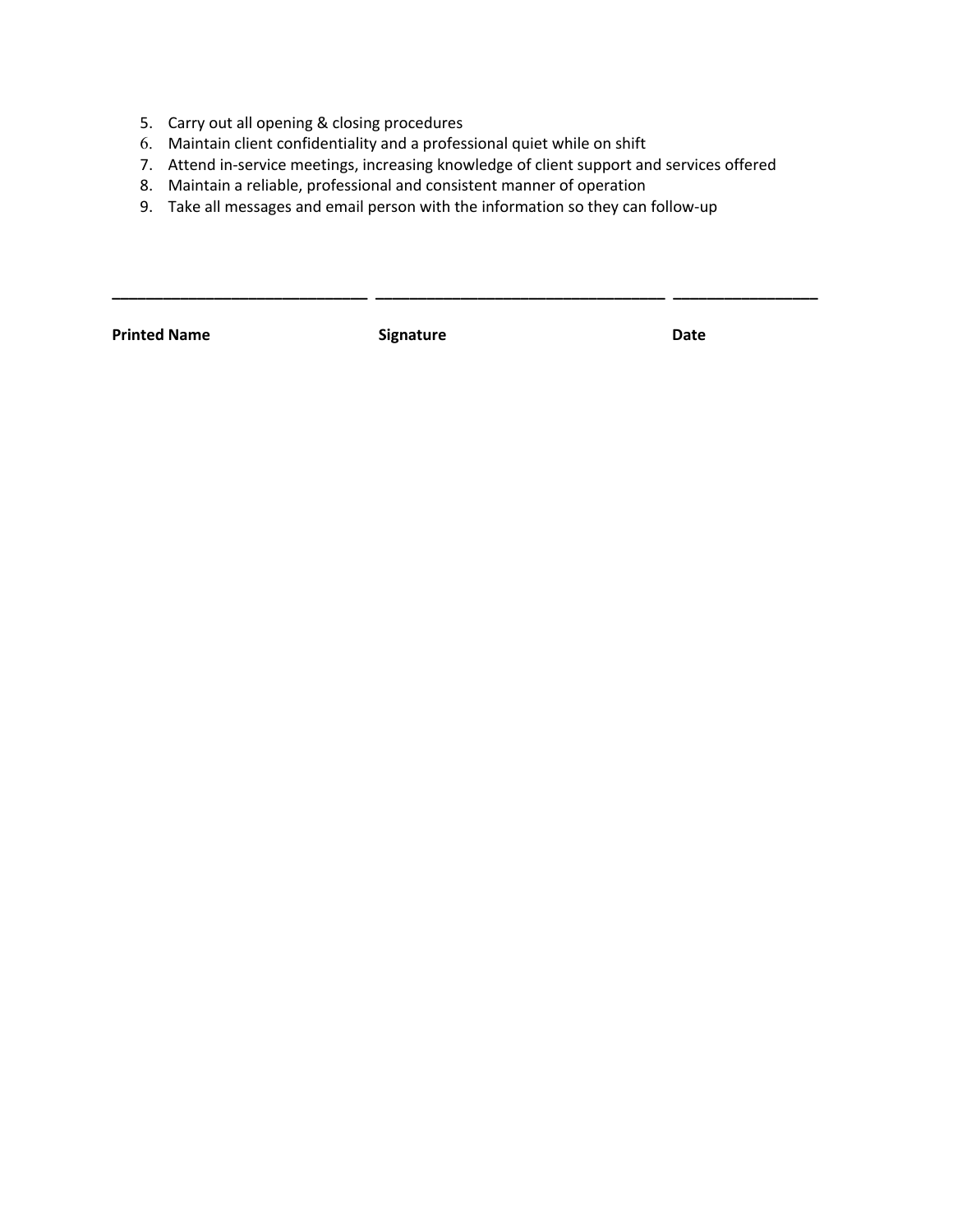5. Carry out all opening & closing procedures
6. Maintain client confidentiality and a professional quiet while on shift
7. Attend in-service meetings, increasing knowledge of client support and services offered
8. Maintain a reliable, professional and consistent manner of operation
9. Take all messages and email person with the information so they can follow-up

| ______________________________ | ______________________________ | ________________ |
| --- | --- | --- |
| **Printed Name** | **Signature** | **Date** |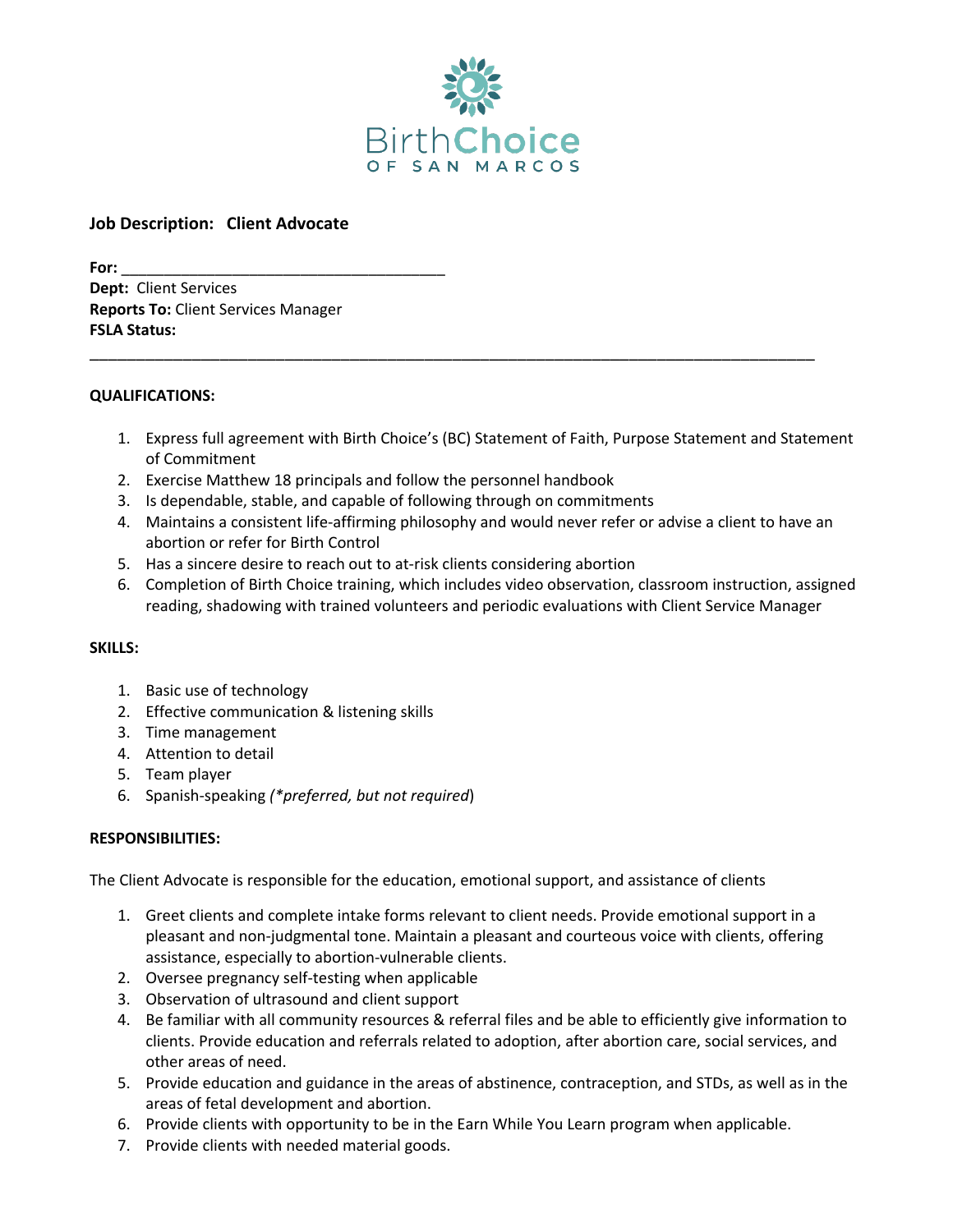BirthChoice
OF SAN MARCOS

**Job Description: Client Advocate**

**For:** ______________________________________
**Dept:** Client Services
**Reports To:** Client Services Manager
**FSLA Status:**

---

**QUALIFICATIONS:**

1. Express full agreement with Birth Choice's (BC) Statement of Faith, Purpose Statement and Statement of Commitment
2. Exercise Matthew 18 principals and follow the personnel handbook
3. Is dependable, stable, and capable of following through on commitments
4. Maintains a consistent life-affirming philosophy and would never refer or advise a client to have an abortion or refer for Birth Control
5. Has a sincere desire to reach out to at-risk clients considering abortion
6. Completion of Birth Choice training, which includes video observation, classroom instruction, assigned reading, shadowing with trained volunteers and periodic evaluations with Client Service Manager

**SKILLS:**

1. Basic use of technology
2. Effective communication & listening skills
3. Time management
4. Attention to detail
5. Team player
6. Spanish-speaking *(*preferred, but not required*)

**RESPONSIBILITIES:**

The Client Advocate is responsible for the education, emotional support, and assistance of clients

1. Greet clients and complete intake forms relevant to client needs. Provide emotional support in a pleasant and non-judgmental tone. Maintain a pleasant and courteous voice with clients, offering assistance, especially to abortion-vulnerable clients.
2. Oversee pregnancy self-testing when applicable
3. Observation of ultrasound and client support
4. Be familiar with all community resources & referral files and be able to efficiently give information to clients. Provide education and referrals related to adoption, after abortion care, social services, and other areas of need.
5. Provide education and guidance in the areas of abstinence, contraception, and STDs, as well as in the areas of fetal development and abortion.
6. Provide clients with opportunity to be in the Earn While You Learn program when applicable.
7. Provide clients with needed material goods.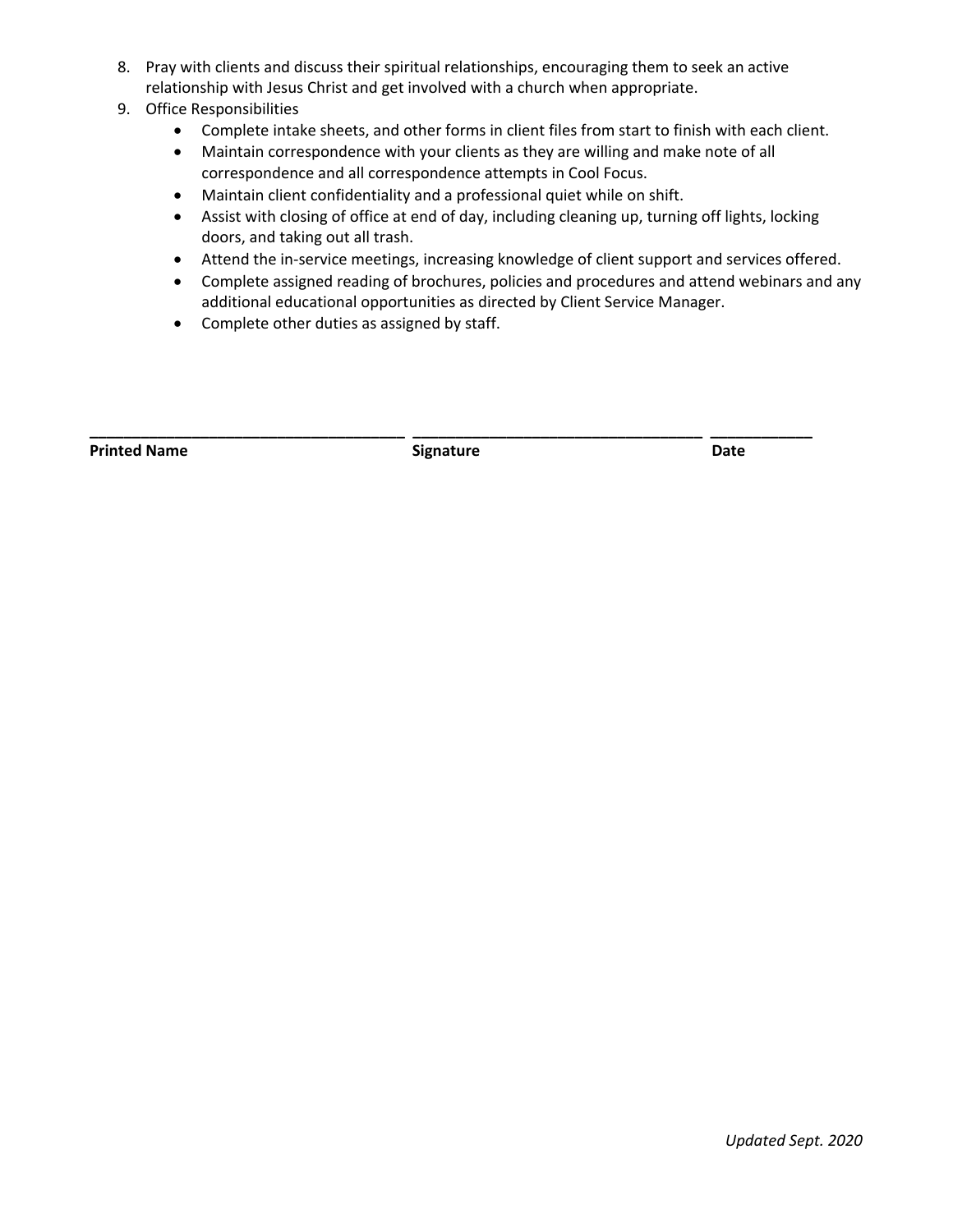8. Pray with clients and discuss their spiritual relationships, encouraging them to seek an active relationship with Jesus Christ and get involved with a church when appropriate.
9. Office Responsibilities
   - Complete intake sheets, and other forms in client files from start to finish with each client.
   - Maintain correspondence with your clients as they are willing and make note of all correspondence and all correspondence attempts in Cool Focus.
   - Maintain client confidentiality and a professional quiet while on shift.
   - Assist with closing of office at end of day, including cleaning up, turning off lights, locking doors, and taking out all trash.
   - Attend the in-service meetings, increasing knowledge of client support and services offered.
   - Complete assigned reading of brochures, policies and procedures and attend webinars and any additional educational opportunities as directed by Client Service Manager.
   - Complete other duties as assigned by staff.

| ______________________________ | ______________________________ | ____________ |
|---|---|---|
| **Printed Name** | **Signature** | **Date** |

*Updated Sept. 2020*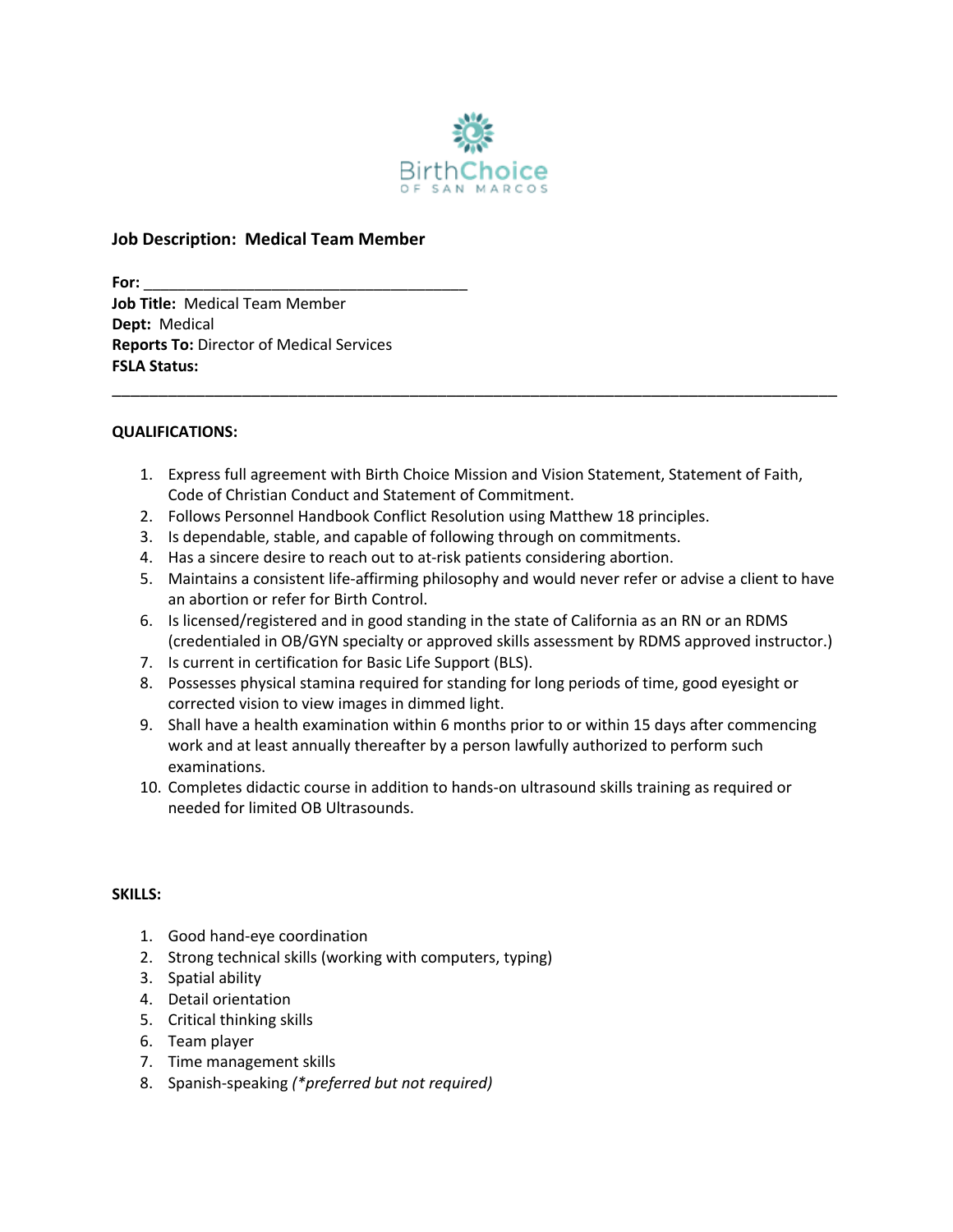BirthChoice
OF SAN MARCOS

**Job Description: Medical Team Member**

**For:** _______________________________________
**Job Title:** Medical Team Member
**Dept:** Medical
**Reports To:** Director of Medical Services
**FSLA Status:**

---

**QUALIFICATIONS:**

1. Express full agreement with Birth Choice Mission and Vision Statement, Statement of Faith, Code of Christian Conduct and Statement of Commitment.
2. Follows Personnel Handbook Conflict Resolution using Matthew 18 principles.
3. Is dependable, stable, and capable of following through on commitments.
4. Has a sincere desire to reach out to at-risk patients considering abortion.
5. Maintains a consistent life-affirming philosophy and would never refer or advise a client to have an abortion or refer for Birth Control.
6. Is licensed/registered and in good standing in the state of California as an RN or an RDMS (credentialed in OB/GYN specialty or approved skills assessment by RDMS approved instructor.)
7. Is current in certification for Basic Life Support (BLS).
8. Possesses physical stamina required for standing for long periods of time, good eyesight or corrected vision to view images in dimmed light.
9. Shall have a health examination within 6 months prior to or within 15 days after commencing work and at least annually thereafter by a person lawfully authorized to perform such examinations.
10. Completes didactic course in addition to hands-on ultrasound skills training as required or needed for limited OB Ultrasounds.

**SKILLS:**

1. Good hand-eye coordination
2. Strong technical skills (working with computers, typing)
3. Spatial ability
4. Detail orientation
5. Critical thinking skills
6. Team player
7. Time management skills
8. Spanish-speaking *(*preferred but not required)*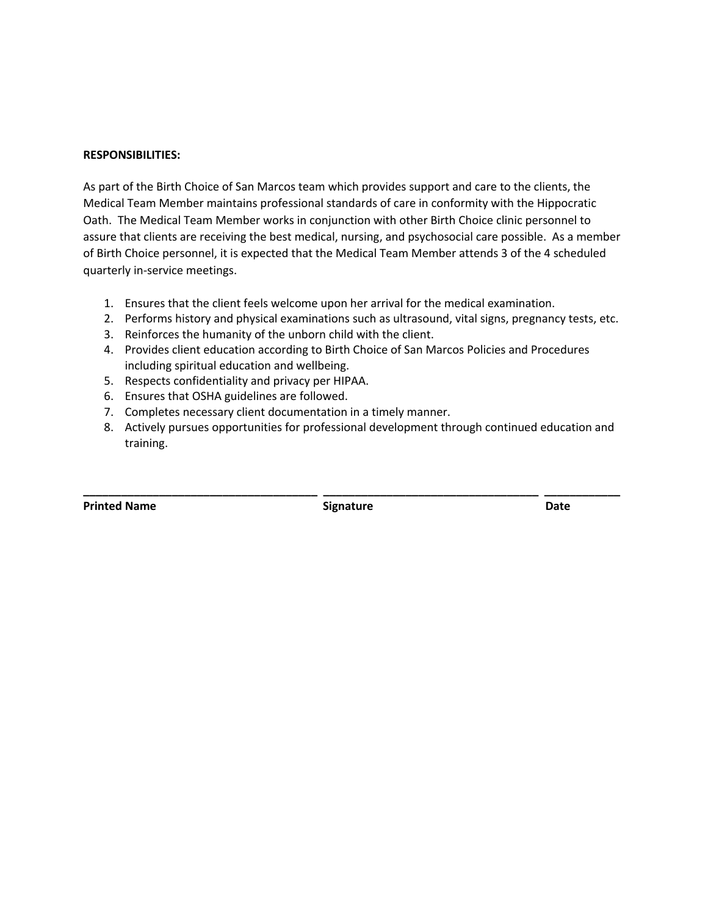**RESPONSIBILITIES:**

As part of the Birth Choice of San Marcos team which provides support and care to the clients, the Medical Team Member maintains professional standards of care in conformity with the Hippocratic Oath. The Medical Team Member works in conjunction with other Birth Choice clinic personnel to assure that clients are receiving the best medical, nursing, and psychosocial care possible. As a member of Birth Choice personnel, it is expected that the Medical Team Member attends 3 of the 4 scheduled quarterly in-service meetings.

1. Ensures that the client feels welcome upon her arrival for the medical examination.
2. Performs history and physical examinations such as ultrasound, vital signs, pregnancy tests, etc.
3. Reinforces the humanity of the unborn child with the client.
4. Provides client education according to Birth Choice of San Marcos Policies and Procedures including spiritual education and wellbeing.
5. Respects confidentiality and privacy per HIPAA.
6. Ensures that OSHA guidelines are followed.
7. Completes necessary client documentation in a timely manner.
8. Actively pursues opportunities for professional development through continued education and training.

| ____________________________________ | ________________________________ | ___________ |
|---|---|---|
| **Printed Name** | **Signature** | **Date** |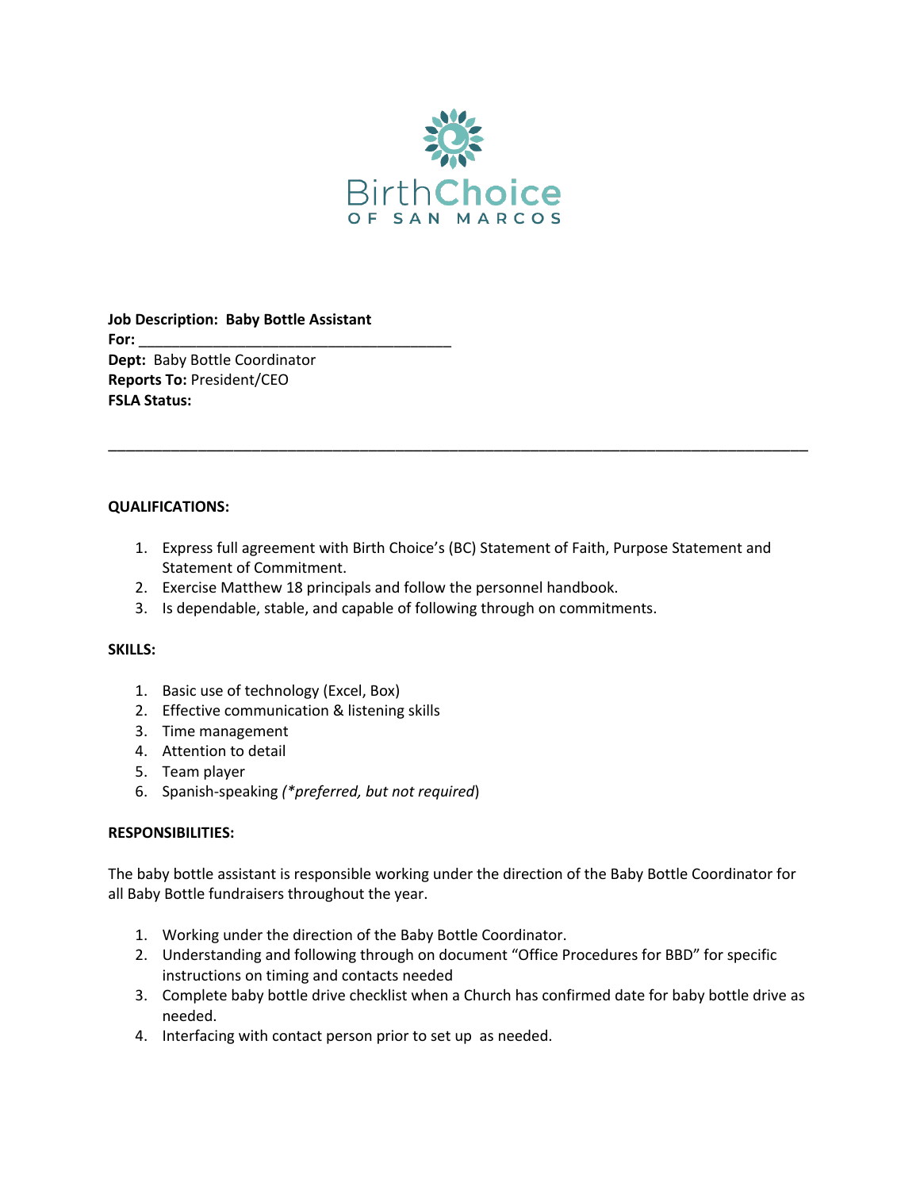BirthChoice
OF SAN MARCOS

**Job Description: Baby Bottle Assistant**
**For:** ______________________________________
**Dept:** Baby Bottle Coordinator
**Reports To:** President/CEO
**FSLA Status:**

---

**QUALIFICATIONS:**

1. Express full agreement with Birth Choice's (BC) Statement of Faith, Purpose Statement and Statement of Commitment.
2. Exercise Matthew 18 principals and follow the personnel handbook.
3. Is dependable, stable, and capable of following through on commitments.

**SKILLS:**

1. Basic use of technology (Excel, Box)
2. Effective communication & listening skills
3. Time management
4. Attention to detail
5. Team player
6. Spanish-speaking *(*preferred, but not required*)

**RESPONSIBILITIES:**

The baby bottle assistant is responsible working under the direction of the Baby Bottle Coordinator for all Baby Bottle fundraisers throughout the year.

1. Working under the direction of the Baby Bottle Coordinator.
2. Understanding and following through on document "Office Procedures for BBD" for specific instructions on timing and contacts needed
3. Complete baby bottle drive checklist when a Church has confirmed date for baby bottle drive as needed.
4. Interfacing with contact person prior to set up as needed.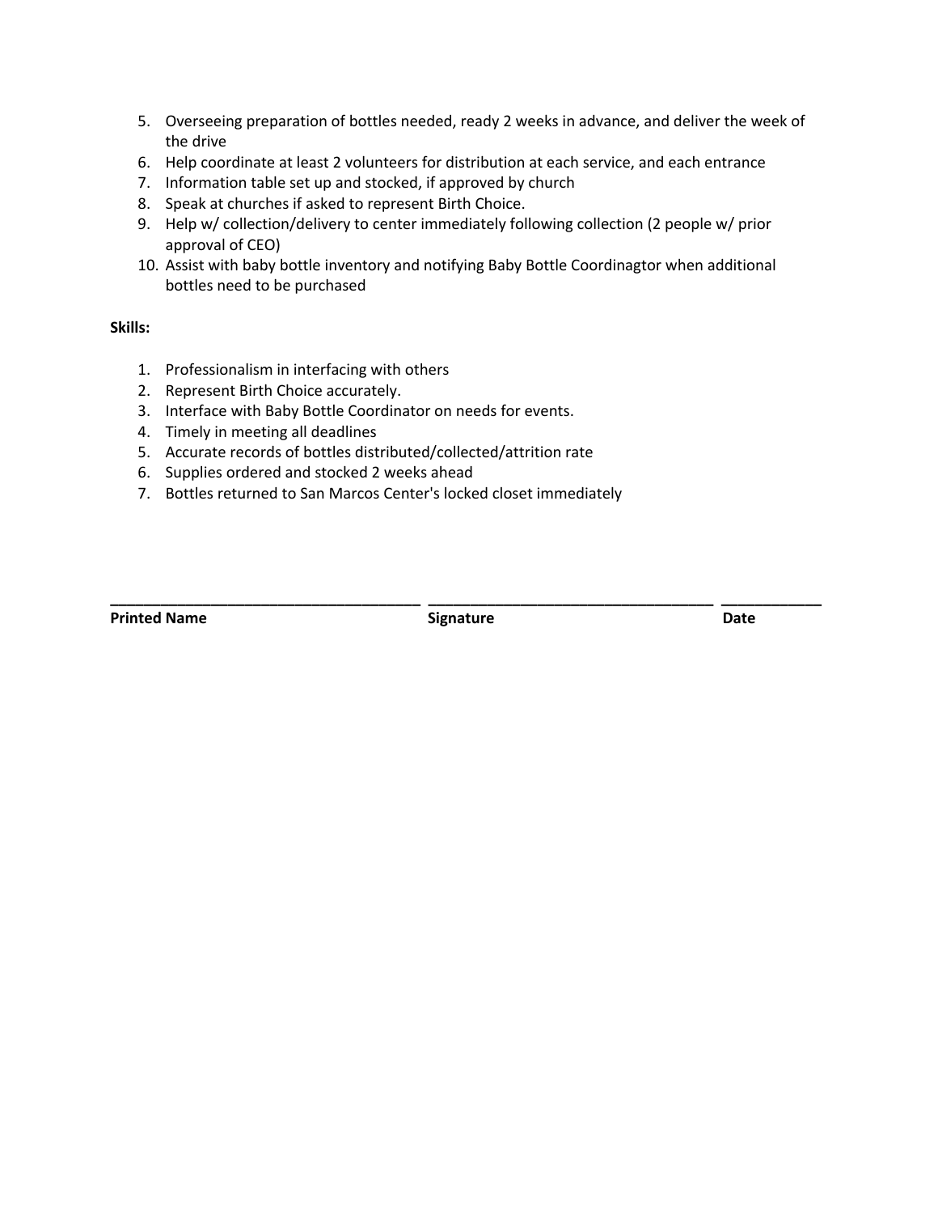5. Overseeing preparation of bottles needed, ready 2 weeks in advance, and deliver the week of the drive
6. Help coordinate at least 2 volunteers for distribution at each service, and each entrance
7. Information table set up and stocked, if approved by church
8. Speak at churches if asked to represent Birth Choice.
9. Help w/ collection/delivery to center immediately following collection (2 people w/ prior approval of CEO)
10. Assist with baby bottle inventory and notifying Baby Bottle Coordinagtor when additional bottles need to be purchased

**Skills:**

1. Professionalism in interfacing with others
2. Represent Birth Choice accurately.
3. Interface with Baby Bottle Coordinator on needs for events.
4. Timely in meeting all deadlines
5. Accurate records of bottles distributed/collected/attrition rate
6. Supplies ordered and stocked 2 weeks ahead
7. Bottles returned to San Marcos Center's locked closet immediately

_________________________________ _________________________________ ____________

**Printed Name** **Signature** **Date**